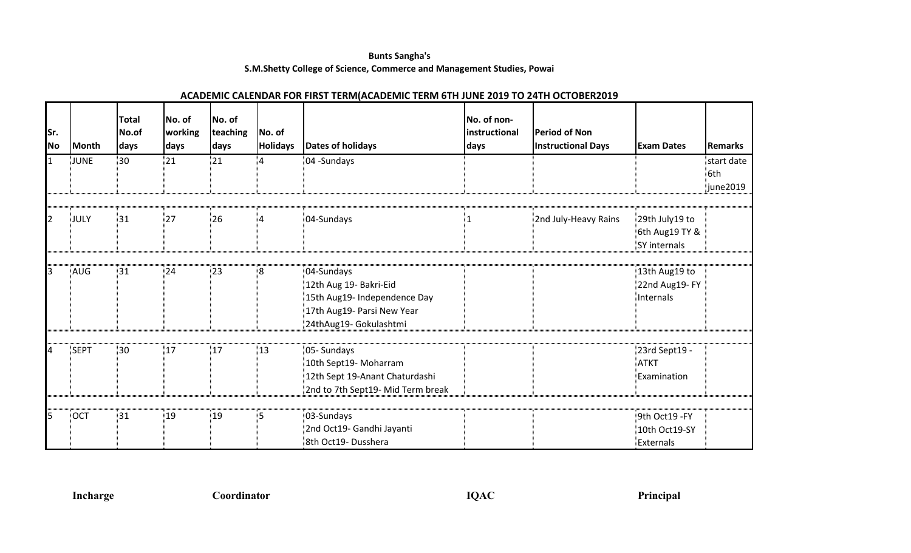**Bunts Sangha's**

**S.M.Shetty College of Science, Commerce and Management Studies, Powai**

**ACADEMIC CALENDAR FOR FIRST TERM(ACADEMIC TERM 6TH JUNE 2019 TO 24TH OCTOBER2019**

| Sr. No | Month | Total No.of days | No. of working days | No. of teaching days | No. of Holidays | Dates of holidays | No. of non-instructional days | Period of Non Instructional Days | Exam Dates | Remarks |
|---|---|---|---|---|---|---|---|---|---|---|
| 1 | JUNE | 30 | 21 | 21 | 4 | 04 -Sundays | | | | start date 6th june2019 |
| 2 | JULY | 31 | 27 | 26 | 4 | 04-Sundays | 1 | 2nd July-Heavy Rains | 29th July19 to 6th Aug19 TY & SY internals | |
| 3 | AUG | 31 | 24 | 23 | 8 | 04-Sundays<br>12th Aug 19- Bakri-Eid<br>15th Aug19- Independence Day<br>17th Aug19- Parsi New Year<br>24thAug19- Gokulashtmi | | | 13th Aug19 to 22nd Aug19- FY Internals | |
| 4 | SEPT | 30 | 17 | 17 | 13 | 05- Sundays<br>10th Sept19- Moharram<br>12th Sept 19-Anant Chaturdashi<br>2nd to 7th Sept19- Mid Term break | | | 23rd Sept19 - ATKT Examination | |
| 5 | OCT | 31 | 19 | 19 | 5 | 03-Sundays<br>2nd Oct19- Gandhi Jayanti<br>8th Oct19- Dusshera | | | 9th Oct19 -FY<br>10th Oct19-SY Externals | |

**Incharge** **Coordinator** **IQAC** **Principal**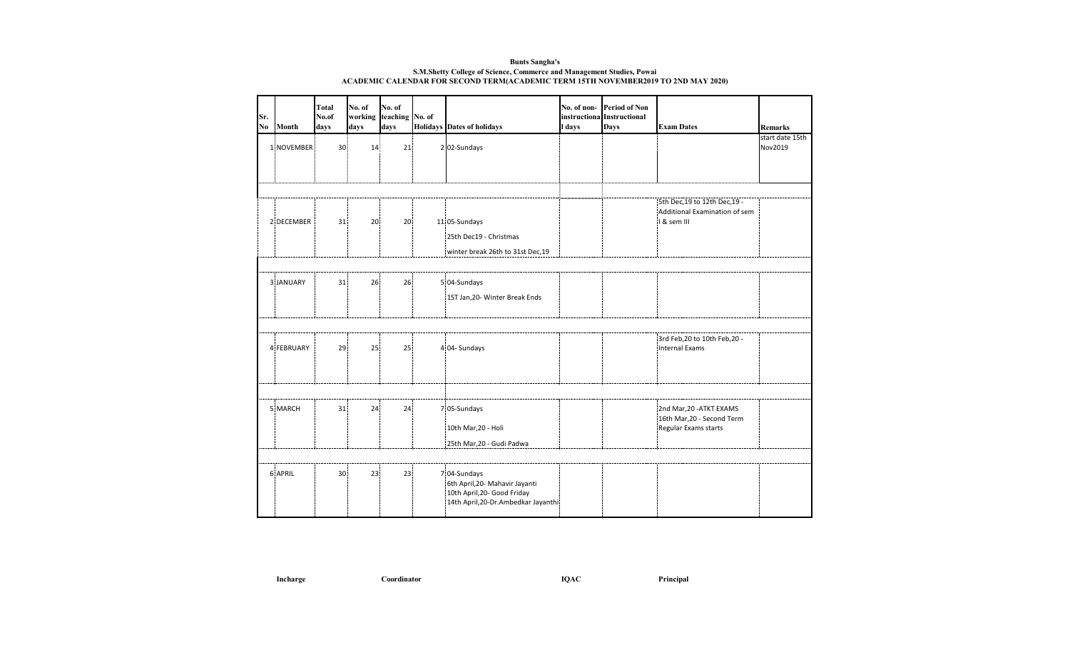**Bunts Sangha's**

**S.M.Shetty College of Science, Commerce and Management Studies, Powai**

**ACADEMIC CALENDAR FOR SECOND TERM(ACADEMIC TERM 15TH NOVEMBER2019 TO 2ND MAY 2020)**

| Sr. No | Month | Total No.of days | No. of working days | No. of teaching days | No. of Holidays | Dates of holidays | No. of non-instructional days | Period of Non Instructional Days | Exam Dates | Remarks |
|---|---|---|---|---|---|---|---|---|---|---|
| 1 | NOVEMBER | 30 | 14 | 21 | 2 | 02-Sundays | | | | start date 15th Nov2019 |
| 2 | DECEMBER | 31 | 20 | 20 | 11 | 05-Sundays<br>25th Dec19 - Christmas<br>winter break 26th to 31st Dec,19 | | | 5th Dec,19 to 12th Dec,19 - Additional Examination of sem I & sem III | |
| 3 | JANUARY | 31 | 26 | 26 | 5 | 04-Sundays<br>1ST Jan,20- Winter Break Ends | | | | |
| 4 | FEBRUARY | 29 | 25 | 25 | 4 | 04- Sundays | | | 3rd Feb,20 to 10th Feb,20 - Internal Exams | |
| 5 | MARCH | 31 | 24 | 24 | 7 | 05-Sundays<br>10th Mar,20 - Holi<br>25th Mar,20 - Gudi Padwa | | | 2nd Mar,20 -ATKT EXAMS<br>16th Mar,20 - Second Term Regular Exams starts | |
| 6 | APRIL | 30 | 23 | 23 | 7 | 04-Sundays<br>6th April,20- Mahavir Jayanti<br>10th April,20- Good Friday<br>14th April,20-Dr.Ambedkar Jayanthi | | | | |

**Incharge** **Coordinator** **IQAC** **Principal**